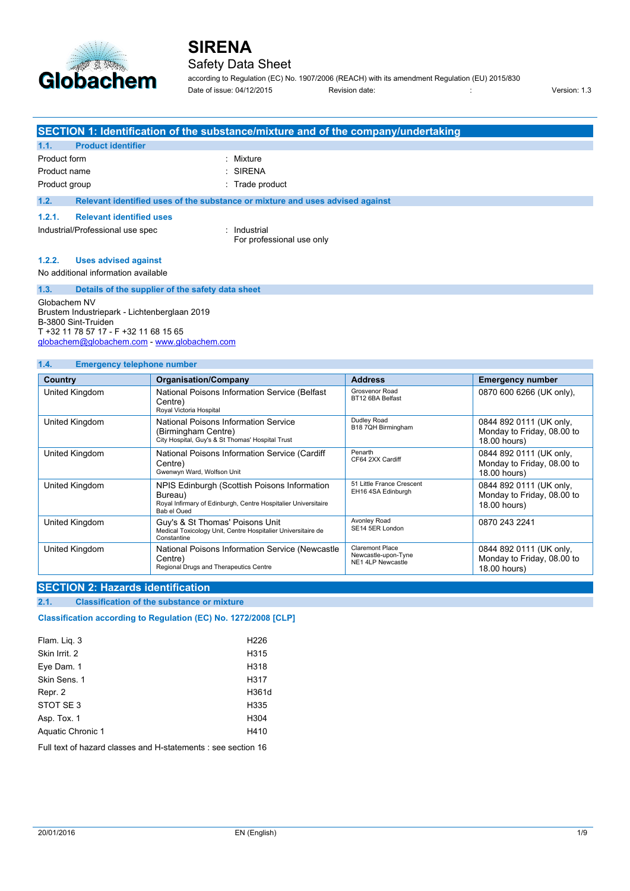# SIRENA

Safety Data Sheet

according to Regulation (EC) No. 1907/2006 (REACH) with its amendment Regulation (EU) 2015/830

Date of issue: 04/12/2015 Revision date: : Version: 1.3

## SECTION 1: Identification of the substance/mixture and of the company/undertaking

### 1.1. Product identifier

Product form : Mixture

Product name : SIRENA

Product group : Trade product

### 1.2. Relevant identified uses of the substance or mixture and uses advised against

#### 1.2.1. Relevant identified uses

Industrial/Professional use spec : Industrial
For professional use only

#### 1.2.2. Uses advised against

No additional information available

### 1.3. Details of the supplier of the safety data sheet

Globachem NV
Brustem Industriepark - Lichtenberglaan 2019
B-3800 Sint-Truiden
T +32 11 78 57 17 - F +32 11 68 15 65
globachem@globachem.com - www.globachem.com

### 1.4. Emergency telephone number

| Country | Organisation/Company | Address | Emergency number |
|---|---|---|---|
| United Kingdom | National Poisons Information Service (Belfast Centre)<br>Royal Victoria Hospital | Grosvenor Road<br>BT12 6BA Belfast | 0870 600 6266 (UK only), |
| United Kingdom | National Poisons Information Service (Birmingham Centre)<br>City Hospital, Guy's & St Thomas' Hospital Trust | Dudley Road<br>B18 7QH Birmingham | 0844 892 0111 (UK only, Monday to Friday, 08.00 to 18.00 hours) |
| United Kingdom | National Poisons Information Service (Cardiff Centre)<br>Gwenwyn Ward, Wolfson Unit | Penarth<br>CF64 2XX Cardiff | 0844 892 0111 (UK only, Monday to Friday, 08.00 to 18.00 hours) |
| United Kingdom | NPIS Edinburgh (Scottish Poisons Information Bureau)<br>Royal Infirmary of Edinburgh, Centre Hospitalier Universitaire Bab el Oued | 51 Little France Crescent<br>EH16 4SA Edinburgh | 0844 892 0111 (UK only, Monday to Friday, 08.00 to 18.00 hours) |
| United Kingdom | Guy's & St Thomas' Poisons Unit<br>Medical Toxicology Unit, Centre Hospitalier Universitaire de Constantine | Avonley Road<br>SE14 5ER London | 0870 243 2241 |
| United Kingdom | National Poisons Information Service (Newcastle Centre)<br>Regional Drugs and Therapeutics Centre | Claremont Place<br>Newcastle-upon-Tyne<br>NE1 4LP Newcastle | 0844 892 0111 (UK only, Monday to Friday, 08.00 to 18.00 hours) |

## SECTION 2: Hazards identification

### 2.1. Classification of the substance or mixture

#### Classification according to Regulation (EC) No. 1272/2008 [CLP]

| | |
|---|---|
| Flam. Liq. 3 | H226 |
| Skin Irrit. 2 | H315 |
| Eye Dam. 1 | H318 |
| Skin Sens. 1 | H317 |
| Repr. 2 | H361d |
| STOT SE 3 | H335 |
| Asp. Tox. 1 | H304 |
| Aquatic Chronic 1 | H410 |

Full text of hazard classes and H-statements : see section 16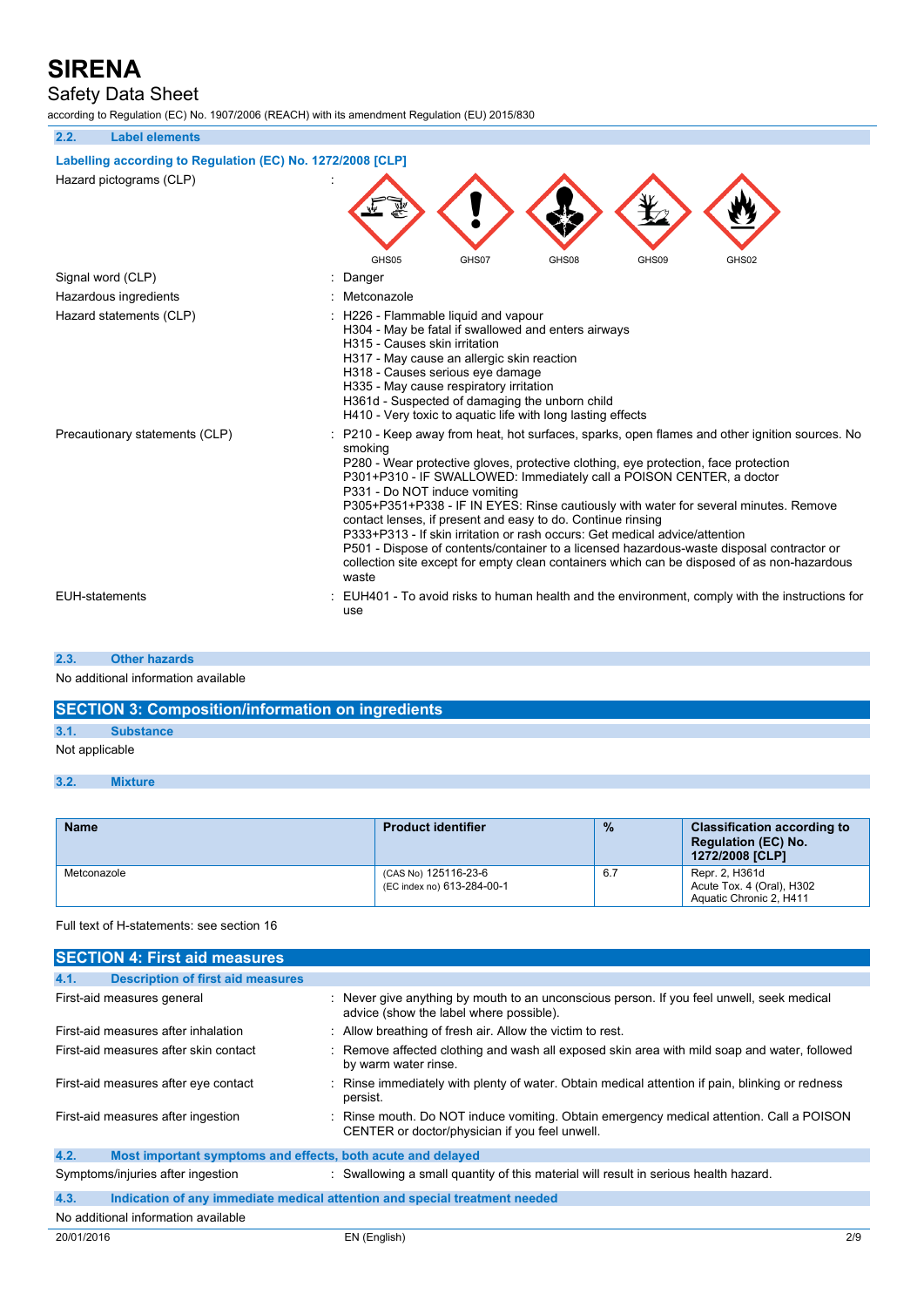### 2.2. Label elements

**Labelling according to Regulation (EC) No. 1272/2008 [CLP]**

| | | |
|---|---|---|
| Hazard pictograms (CLP) | : | GHS05 GHS07 GHS08 GHS09 GHS02 |
| Signal word (CLP) | : | Danger |
| Hazardous ingredients | : | Metconazole |
| Hazard statements (CLP) | : | H226 - Flammable liquid and vapour<br>H304 - May be fatal if swallowed and enters airways<br>H315 - Causes skin irritation<br>H317 - May cause an allergic skin reaction<br>H318 - Causes serious eye damage<br>H335 - May cause respiratory irritation<br>H361d - Suspected of damaging the unborn child<br>H410 - Very toxic to aquatic life with long lasting effects |
| Precautionary statements (CLP) | : | P210 - Keep away from heat, hot surfaces, sparks, open flames and other ignition sources. No smoking<br>P280 - Wear protective gloves, protective clothing, eye protection, face protection<br>P301+P310 - IF SWALLOWED: Immediately call a POISON CENTER, a doctor<br>P331 - Do NOT induce vomiting<br>P305+P351+P338 - IF IN EYES: Rinse cautiously with water for several minutes. Remove contact lenses, if present and easy to do. Continue rinsing<br>P333+P313 - If skin irritation or rash occurs: Get medical advice/attention<br>P501 - Dispose of contents/container to a licensed hazardous-waste disposal contractor or collection site except for empty clean containers which can be disposed of as non-hazardous waste |
| EUH-statements | : | EUH401 - To avoid risks to human health and the environment, comply with the instructions for use |

### 2.3. Other hazards

No additional information available

## SECTION 3: Composition/information on ingredients

### 3.1. Substance

Not applicable

### 3.2. Mixture

| Name | Product identifier | % | Classification according to Regulation (EC) No. 1272/2008 [CLP] |
|---|---|---|---|
| Metconazole | (CAS No) 125116-23-6<br>(EC index no) 613-284-00-1 | 6.7 | Repr. 2, H361d<br>Acute Tox. 4 (Oral), H302<br>Aquatic Chronic 2, H411 |

Full text of H-statements: see section 16

## SECTION 4: First aid measures

### 4.1. Description of first aid measures

| | | |
|---|---|---|
| First-aid measures general | : | Never give anything by mouth to an unconscious person. If you feel unwell, seek medical advice (show the label where possible). |
| First-aid measures after inhalation | : | Allow breathing of fresh air. Allow the victim to rest. |
| First-aid measures after skin contact | : | Remove affected clothing and wash all exposed skin area with mild soap and water, followed by warm water rinse. |
| First-aid measures after eye contact | : | Rinse immediately with plenty of water. Obtain medical attention if pain, blinking or redness persist. |
| First-aid measures after ingestion | : | Rinse mouth. Do NOT induce vomiting. Obtain emergency medical attention. Call a POISON CENTER or doctor/physician if you feel unwell. |

### 4.2. Most important symptoms and effects, both acute and delayed

| | | |
|---|---|---|
| Symptoms/injuries after ingestion | : | Swallowing a small quantity of this material will result in serious health hazard. |

### 4.3. Indication of any immediate medical attention and special treatment needed

No additional information available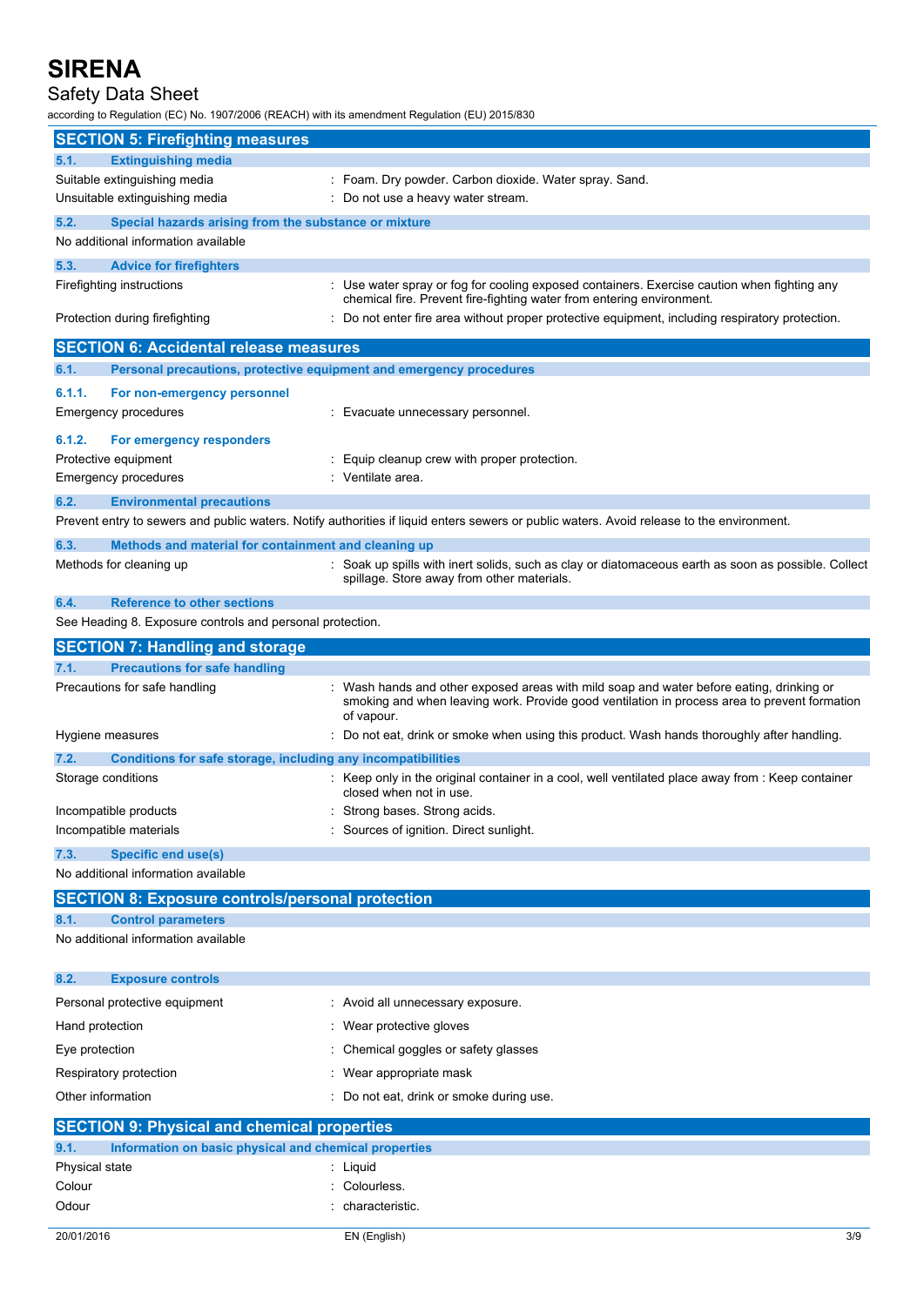## SECTION 5: Firefighting measures

### 5.1. Extinguishing media

| | |
|---|---|
| Suitable extinguishing media | : Foam. Dry powder. Carbon dioxide. Water spray. Sand. |
| Unsuitable extinguishing media | : Do not use a heavy water stream. |

### 5.2. Special hazards arising from the substance or mixture

No additional information available

### 5.3. Advice for firefighters

| | |
|---|---|
| Firefighting instructions | : Use water spray or fog for cooling exposed containers. Exercise caution when fighting any chemical fire. Prevent fire-fighting water from entering environment. |
| Protection during firefighting | : Do not enter fire area without proper protective equipment, including respiratory protection. |

## SECTION 6: Accidental release measures

### 6.1. Personal precautions, protective equipment and emergency procedures

#### 6.1.1. For non-emergency personnel

| | |
|---|---|
| Emergency procedures | : Evacuate unnecessary personnel. |

#### 6.1.2. For emergency responders

| | |
|---|---|
| Protective equipment | : Equip cleanup crew with proper protection. |
| Emergency procedures | : Ventilate area. |

### 6.2. Environmental precautions

Prevent entry to sewers and public waters. Notify authorities if liquid enters sewers or public waters. Avoid release to the environment.

### 6.3. Methods and material for containment and cleaning up

| | |
|---|---|
| Methods for cleaning up | : Soak up spills with inert solids, such as clay or diatomaceous earth as soon as possible. Collect spillage. Store away from other materials. |

### 6.4. Reference to other sections

See Heading 8. Exposure controls and personal protection.

## SECTION 7: Handling and storage

### 7.1. Precautions for safe handling

| | |
|---|---|
| Precautions for safe handling | : Wash hands and other exposed areas with mild soap and water before eating, drinking or smoking and when leaving work. Provide good ventilation in process area to prevent formation of vapour. |
| Hygiene measures | : Do not eat, drink or smoke when using this product. Wash hands thoroughly after handling. |

### 7.2. Conditions for safe storage, including any incompatibilities

| | |
|---|---|
| Storage conditions | : Keep only in the original container in a cool, well ventilated place away from : Keep container closed when not in use. |
| Incompatible products | : Strong bases. Strong acids. |
| Incompatible materials | : Sources of ignition. Direct sunlight. |

### 7.3. Specific end use(s)

No additional information available

## SECTION 8: Exposure controls/personal protection

### 8.1. Control parameters

No additional information available

### 8.2. Exposure controls

| | |
|---|---|
| Personal protective equipment | : Avoid all unnecessary exposure. |
| Hand protection | : Wear protective gloves |
| Eye protection | : Chemical goggles or safety glasses |
| Respiratory protection | : Wear appropriate mask |
| Other information | : Do not eat, drink or smoke during use. |

## SECTION 9: Physical and chemical properties

### 9.1. Information on basic physical and chemical properties

| | |
|---|---|
| Physical state | : Liquid |
| Colour | : Colourless. |
| Odour | : characteristic. |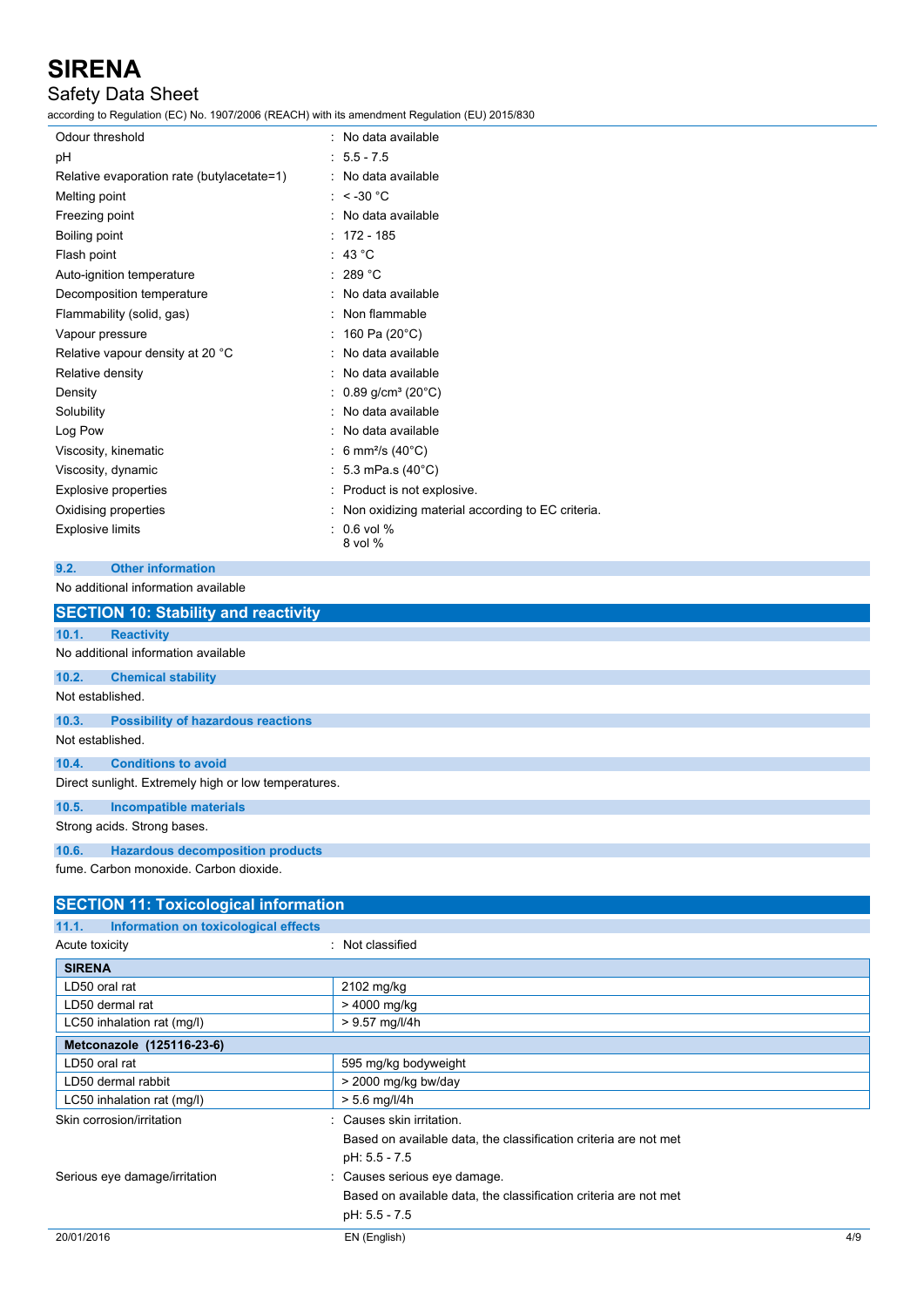| | |
|---|---|
| Odour threshold | : No data available |
| pH | : 5.5 - 7.5 |
| Relative evaporation rate (butylacetate=1) | : No data available |
| Melting point | : < -30 °C |
| Freezing point | : No data available |
| Boiling point | : 172 - 185 |
| Flash point | : 43 °C |
| Auto-ignition temperature | : 289 °C |
| Decomposition temperature | : No data available |
| Flammability (solid, gas) | : Non flammable |
| Vapour pressure | : 160 Pa (20°C) |
| Relative vapour density at 20 °C | : No data available |
| Relative density | : No data available |
| Density | : 0.89 g/cm³ (20°C) |
| Solubility | : No data available |
| Log Pow | : No data available |
| Viscosity, kinematic | : 6 mm²/s (40°C) |
| Viscosity, dynamic | : 5.3 mPa.s (40°C) |
| Explosive properties | : Product is not explosive. |
| Oxidising properties | : Non oxidizing material according to EC criteria. |
| Explosive limits | : 0.6 vol % <br> 8 vol % |

### 9.2. Other information

No additional information available

## SECTION 10: Stability and reactivity

### 10.1. Reactivity

No additional information available

### 10.2. Chemical stability

Not established.

### 10.3. Possibility of hazardous reactions

Not established.

### 10.4. Conditions to avoid

Direct sunlight. Extremely high or low temperatures.

### 10.5. Incompatible materials

Strong acids. Strong bases.

### 10.6. Hazardous decomposition products

fume. Carbon monoxide. Carbon dioxide.

## SECTION 11: Toxicological information

### 11.1. Information on toxicological effects

Acute toxicity : Not classified

| **SIRENA** | |
|---|---|
| LD50 oral rat | 2102 mg/kg |
| LD50 dermal rat | > 4000 mg/kg |
| LC50 inhalation rat (mg/l) | > 9.57 mg/l/4h |
| **Metconazole (125116-23-6)** | |
| LD50 oral rat | 595 mg/kg bodyweight |
| LD50 dermal rabbit | > 2000 mg/kg bw/day |
| LC50 inhalation rat (mg/l) | > 5.6 mg/l/4h |

Skin corrosion/irritation : Causes skin irritation.
Based on available data, the classification criteria are not met
pH: 5.5 - 7.5

Serious eye damage/irritation : Causes serious eye damage.
Based on available data, the classification criteria are not met
pH: 5.5 - 7.5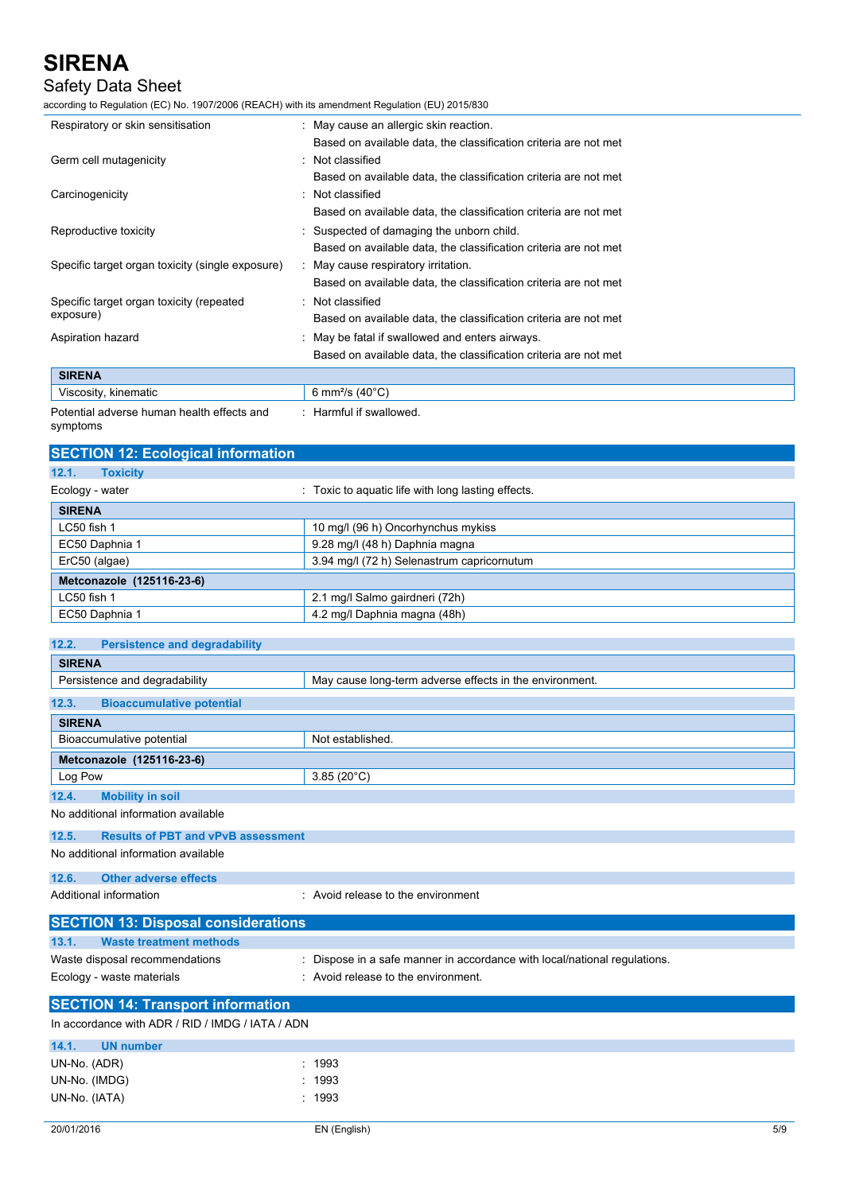| | |
|---|---|
| Respiratory or skin sensitisation | : May cause an allergic skin reaction.<br>Based on available data, the classification criteria are not met |
| Germ cell mutagenicity | : Not classified<br>Based on available data, the classification criteria are not met |
| Carcinogenicity | : Not classified<br>Based on available data, the classification criteria are not met |
| Reproductive toxicity | : Suspected of damaging the unborn child.<br>Based on available data, the classification criteria are not met |
| Specific target organ toxicity (single exposure) | : May cause respiratory irritation.<br>Based on available data, the classification criteria are not met |
| Specific target organ toxicity (repeated exposure) | : Not classified<br>Based on available data, the classification criteria are not met |
| Aspiration hazard | : May be fatal if swallowed and enters airways.<br>Based on available data, the classification criteria are not met |

| SIRENA | |
|---|---|
| Viscosity, kinematic | 6 mm²/s (40°C) |

Potential adverse human health effects and symptoms : Harmful if swallowed.

## SECTION 12: Ecological information

### 12.1. Toxicity

Ecology - water : Toxic to aquatic life with long lasting effects.

| SIRENA | |
|---|---|
| LC50 fish 1 | 10 mg/l (96 h) Oncorhynchus mykiss |
| EC50 Daphnia 1 | 9.28 mg/l (48 h) Daphnia magna |
| ErC50 (algae) | 3.94 mg/l (72 h) Selenastrum capricornutum |
| **Metconazole (125116-23-6)** | |
| LC50 fish 1 | 2.1 mg/l Salmo gairdneri (72h) |
| EC50 Daphnia 1 | 4.2 mg/l Daphnia magna (48h) |

### 12.2. Persistence and degradability

| SIRENA | |
|---|---|
| Persistence and degradability | May cause long-term adverse effects in the environment. |

### 12.3. Bioaccumulative potential

| SIRENA | |
|---|---|
| Bioaccumulative potential | Not established. |
| **Metconazole (125116-23-6)** | |
| Log Pow | 3.85 (20°C) |

### 12.4. Mobility in soil

No additional information available

### 12.5. Results of PBT and vPvB assessment

No additional information available

### 12.6. Other adverse effects

Additional information : Avoid release to the environment

## SECTION 13: Disposal considerations

### 13.1. Waste treatment methods

Waste disposal recommendations : Dispose in a safe manner in accordance with local/national regulations.

Ecology - waste materials : Avoid release to the environment.

## SECTION 14: Transport information

In accordance with ADR / RID / IMDG / IATA / ADN

### 14.1. UN number

UN-No. (ADR) : 1993

UN-No. (IMDG) : 1993

UN-No. (IATA) : 1993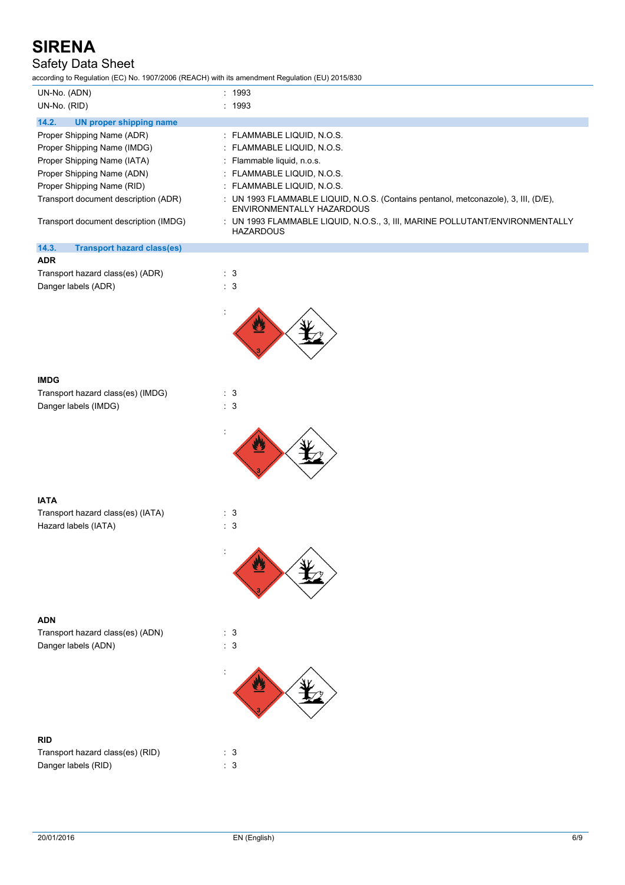| | |
|---|---|
| UN-No. (ADN) | : 1993 |
| UN-No. (RID) | : 1993 |

## 14.2. UN proper shipping name

| | |
|---|---|
| Proper Shipping Name (ADR) | : FLAMMABLE LIQUID, N.O.S. |
| Proper Shipping Name (IMDG) | : FLAMMABLE LIQUID, N.O.S. |
| Proper Shipping Name (IATA) | : Flammable liquid, n.o.s. |
| Proper Shipping Name (ADN) | : FLAMMABLE LIQUID, N.O.S. |
| Proper Shipping Name (RID) | : FLAMMABLE LIQUID, N.O.S. |
| Transport document description (ADR) | : UN 1993 FLAMMABLE LIQUID, N.O.S. (Contains pentanol, metconazole), 3, III, (D/E), ENVIRONMENTALLY HAZARDOUS |
| Transport document description (IMDG) | : UN 1993 FLAMMABLE LIQUID, N.O.S., 3, III, MARINE POLLUTANT/ENVIRONMENTALLY HAZARDOUS |

## 14.3. Transport hazard class(es)

**ADR**

| | |
|---|---|
| Transport hazard class(es) (ADR) | : 3 |
| Danger labels (ADR) | : 3 |

**IMDG**

| | |
|---|---|
| Transport hazard class(es) (IMDG) | : 3 |
| Danger labels (IMDG) | : 3 |

**IATA**

| | |
|---|---|
| Transport hazard class(es) (IATA) | : 3 |
| Hazard labels (IATA) | : 3 |

**ADN**

| | |
|---|---|
| Transport hazard class(es) (ADN) | : 3 |
| Danger labels (ADN) | : 3 |

**RID**

| | |
|---|---|
| Transport hazard class(es) (RID) | : 3 |
| Danger labels (RID) | : 3 |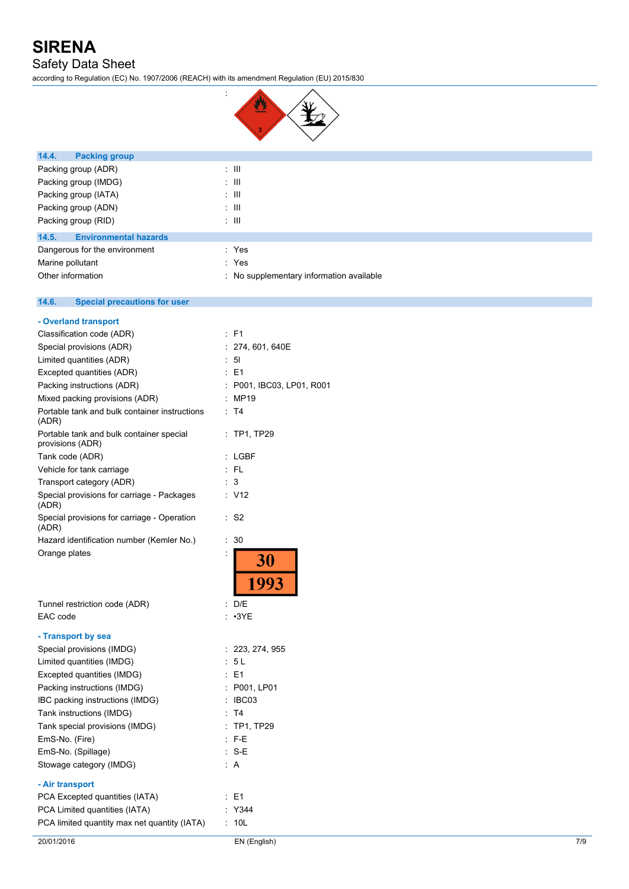:

## 14.4. Packing group

| | |
|---|---|
| Packing group (ADR) | : III |
| Packing group (IMDG) | : III |
| Packing group (IATA) | : III |
| Packing group (ADN) | : III |
| Packing group (RID) | : III |

## 14.5. Environmental hazards

| | |
|---|---|
| Dangerous for the environment | : Yes |
| Marine pollutant | : Yes |
| Other information | : No supplementary information available |

## 14.6. Special precautions for user

**- Overland transport**

| | |
|---|---|
| Classification code (ADR) | : F1 |
| Special provisions (ADR) | : 274, 601, 640E |
| Limited quantities (ADR) | : 5l |
| Excepted quantities (ADR) | : E1 |
| Packing instructions (ADR) | : P001, IBC03, LP01, R001 |
| Mixed packing provisions (ADR) | : MP19 |
| Portable tank and bulk container instructions (ADR) | : T4 |
| Portable tank and bulk container special provisions (ADR) | : TP1, TP29 |
| Tank code (ADR) | : LGBF |
| Vehicle for tank carriage | : FL |
| Transport category (ADR) | : 3 |
| Special provisions for carriage - Packages (ADR) | : V12 |
| Special provisions for carriage - Operation (ADR) | : S2 |
| Hazard identification number (Kemler No.) | : 30 |
| Orange plates | : 30 / 1993 |
| Tunnel restriction code (ADR) | : D/E |
| EAC code | : •3YE |

**- Transport by sea**

| | |
|---|---|
| Special provisions (IMDG) | : 223, 274, 955 |
| Limited quantities (IMDG) | : 5 L |
| Excepted quantities (IMDG) | : E1 |
| Packing instructions (IMDG) | : P001, LP01 |
| IBC packing instructions (IMDG) | : IBC03 |
| Tank instructions (IMDG) | : T4 |
| Tank special provisions (IMDG) | : TP1, TP29 |
| EmS-No. (Fire) | : F-E |
| EmS-No. (Spillage) | : S-E |
| Stowage category (IMDG) | : A |

**- Air transport**

| | |
|---|---|
| PCA Excepted quantities (IATA) | : E1 |
| PCA Limited quantities (IATA) | : Y344 |
| PCA limited quantity max net quantity (IATA) | : 10L |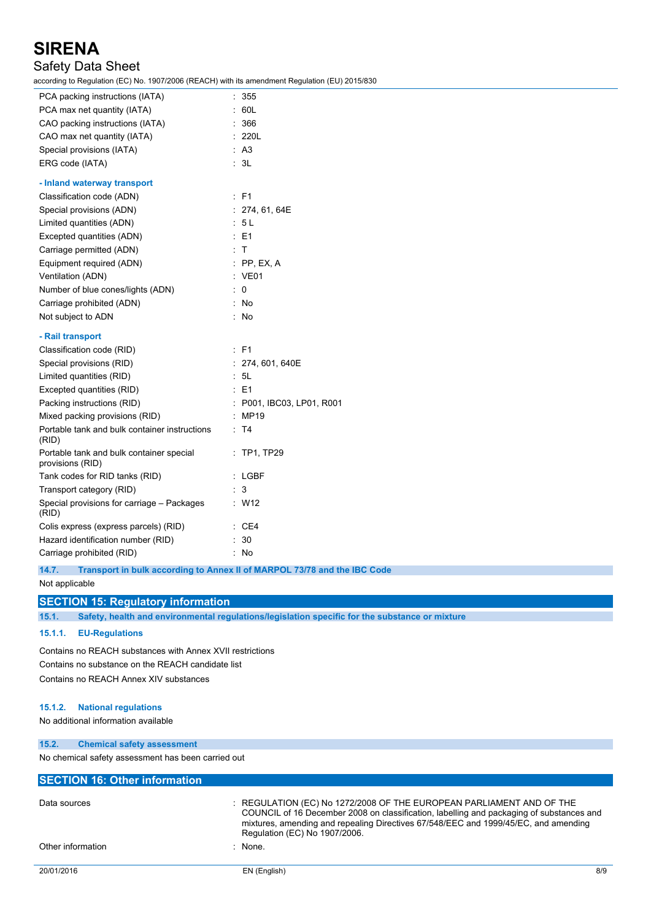| | |
|---|---|
| PCA packing instructions (IATA) | : 355 |
| PCA max net quantity (IATA) | : 60L |
| CAO packing instructions (IATA) | : 366 |
| CAO max net quantity (IATA) | : 220L |
| Special provisions (IATA) | : A3 |
| ERG code (IATA) | : 3L |

**- Inland waterway transport**

| | |
|---|---|
| Classification code (ADN) | : F1 |
| Special provisions (ADN) | : 274, 61, 64E |
| Limited quantities (ADN) | : 5 L |
| Excepted quantities (ADN) | : E1 |
| Carriage permitted (ADN) | : T |
| Equipment required (ADN) | : PP, EX, A |
| Ventilation (ADN) | : VE01 |
| Number of blue cones/lights (ADN) | : 0 |
| Carriage prohibited (ADN) | : No |
| Not subject to ADN | : No |

**- Rail transport**

| | |
|---|---|
| Classification code (RID) | : F1 |
| Special provisions (RID) | : 274, 601, 640E |
| Limited quantities (RID) | : 5L |
| Excepted quantities (RID) | : E1 |
| Packing instructions (RID) | : P001, IBC03, LP01, R001 |
| Mixed packing provisions (RID) | : MP19 |
| Portable tank and bulk container instructions (RID) | : T4 |
| Portable tank and bulk container special provisions (RID) | : TP1, TP29 |
| Tank codes for RID tanks (RID) | : LGBF |
| Transport category (RID) | : 3 |
| Special provisions for carriage – Packages (RID) | : W12 |
| Colis express (express parcels) (RID) | : CE4 |
| Hazard identification number (RID) | : 30 |
| Carriage prohibited (RID) | : No |

### 14.7. Transport in bulk according to Annex II of MARPOL 73/78 and the IBC Code

Not applicable

## SECTION 15: Regulatory information

### 15.1. Safety, health and environmental regulations/legislation specific for the substance or mixture

#### 15.1.1. EU-Regulations

Contains no REACH substances with Annex XVII restrictions

Contains no substance on the REACH candidate list

Contains no REACH Annex XIV substances

#### 15.1.2. National regulations

No additional information available

### 15.2. Chemical safety assessment

No chemical safety assessment has been carried out

## SECTION 16: Other information

| | |
|---|---|
| Data sources | : REGULATION (EC) No 1272/2008 OF THE EUROPEAN PARLIAMENT AND OF THE COUNCIL of 16 December 2008 on classification, labelling and packaging of substances and mixtures, amending and repealing Directives 67/548/EEC and 1999/45/EC, and amending Regulation (EC) No 1907/2006. |
| Other information | : None. |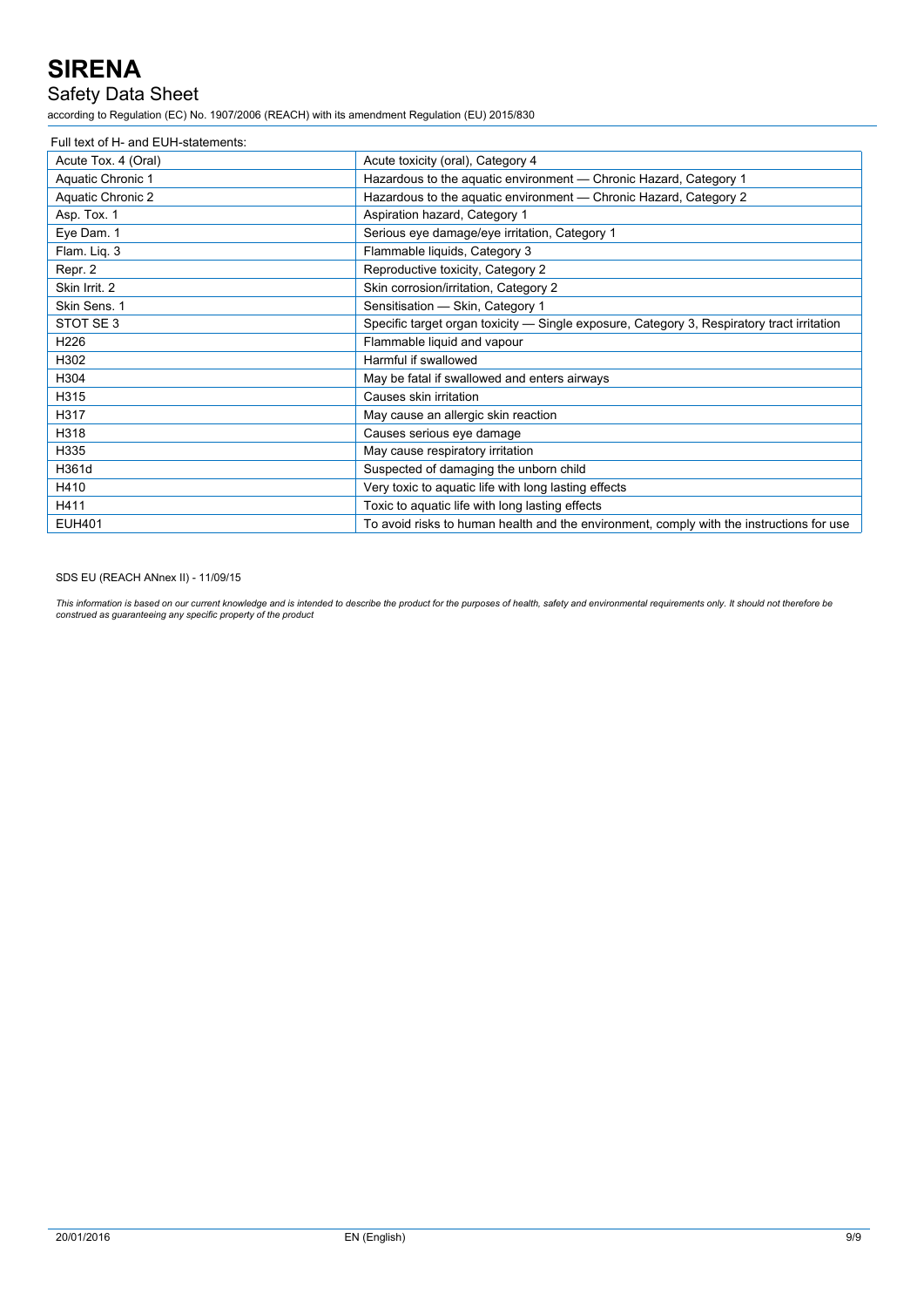Full text of H- and EUH-statements:

| | |
|---|---|
| Acute Tox. 4 (Oral) | Acute toxicity (oral), Category 4 |
| Aquatic Chronic 1 | Hazardous to the aquatic environment — Chronic Hazard, Category 1 |
| Aquatic Chronic 2 | Hazardous to the aquatic environment — Chronic Hazard, Category 2 |
| Asp. Tox. 1 | Aspiration hazard, Category 1 |
| Eye Dam. 1 | Serious eye damage/eye irritation, Category 1 |
| Flam. Liq. 3 | Flammable liquids, Category 3 |
| Repr. 2 | Reproductive toxicity, Category 2 |
| Skin Irrit. 2 | Skin corrosion/irritation, Category 2 |
| Skin Sens. 1 | Sensitisation — Skin, Category 1 |
| STOT SE 3 | Specific target organ toxicity — Single exposure, Category 3, Respiratory tract irritation |
| H226 | Flammable liquid and vapour |
| H302 | Harmful if swallowed |
| H304 | May be fatal if swallowed and enters airways |
| H315 | Causes skin irritation |
| H317 | May cause an allergic skin reaction |
| H318 | Causes serious eye damage |
| H335 | May cause respiratory irritation |
| H361d | Suspected of damaging the unborn child |
| H410 | Very toxic to aquatic life with long lasting effects |
| H411 | Toxic to aquatic life with long lasting effects |
| EUH401 | To avoid risks to human health and the environment, comply with the instructions for use |

SDS EU (REACH ANnex II) - 11/09/15

*This information is based on our current knowledge and is intended to describe the product for the purposes of health, safety and environmental requirements only. It should not therefore be construed as guaranteeing any specific property of the product*